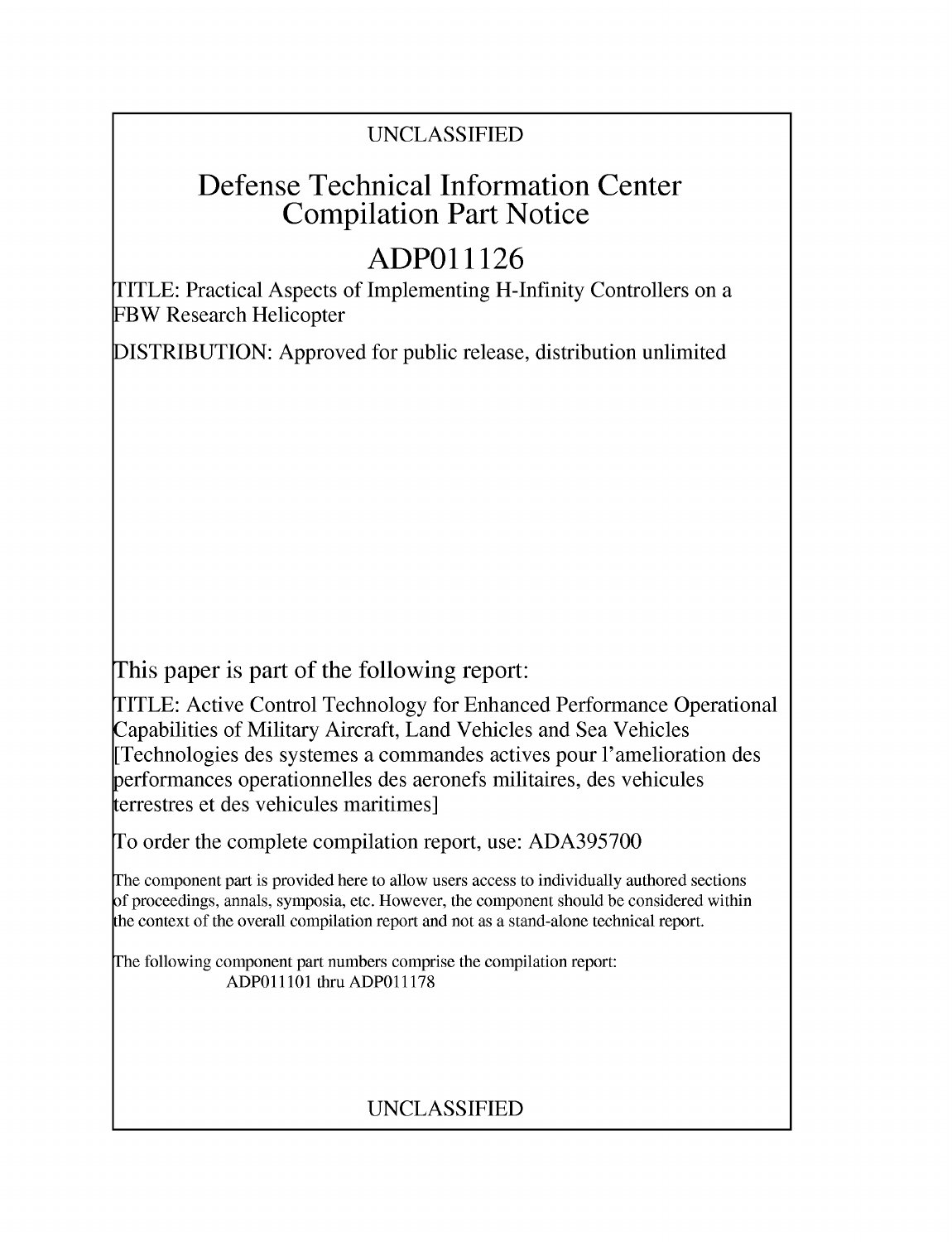UNCLASSIFIED

# Defense Technical Information Center Compilation Part Notice

# ADP011126

TITLE: Practical Aspects of Implementing H-Infinity Controllers on a FBW Research Helicopter

DISTRIBUTION: Approved for public release, distribution unlimited

This paper is part of the following report:

TITLE: Active Control Technology for Enhanced Performance Operational Capabilities of Military Aircraft, Land Vehicles and Sea Vehicles [Technologies des systemes a commandes actives pour l'amelioration des performances operationnelles des aeronefs militaires, des vehicules terrestres et des vehicules maritimes]

To order the complete compilation report, use: ADA395700

The component part is provided here to allow users access to individually authored sections of proceedings, annals, symposia, etc. However, the component should be considered within the context of the overall compilation report and not as a stand-alone technical report.

The following component part numbers comprise the compilation report:
ADP011101 thru ADP011178

UNCLASSIFIED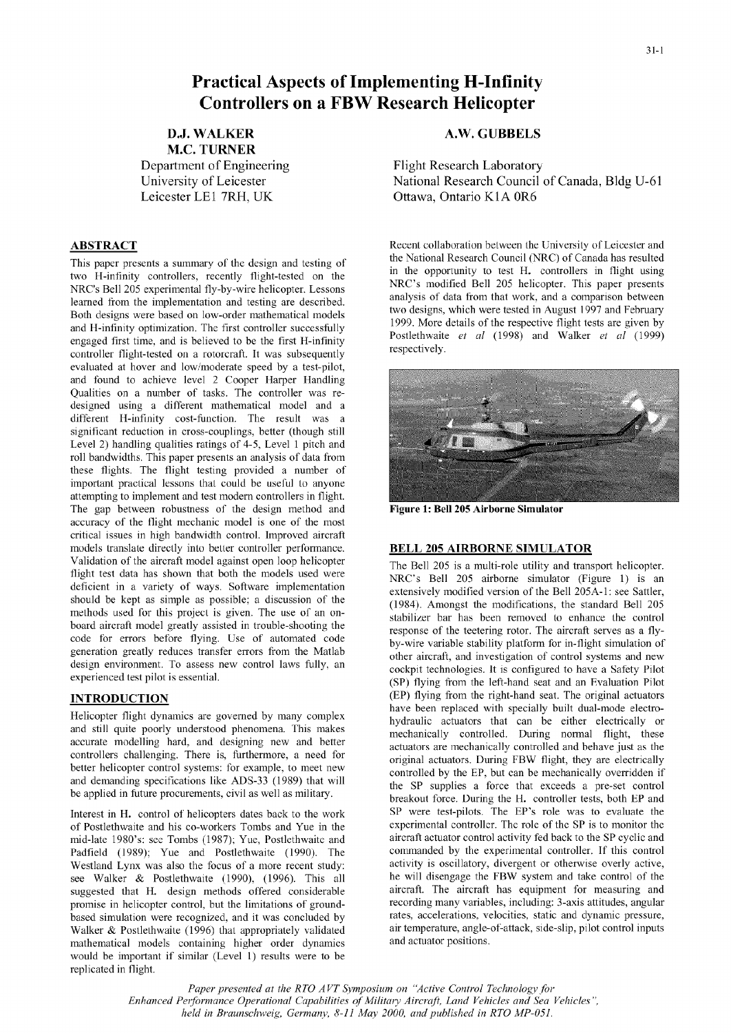# Practical Aspects of Implementing H-Infinity Controllers on a FBW Research Helicopter

**D.J. WALKER**
**M.C. TURNER**
Department of Engineering
University of Leicester
Leicester LE1 7RH, UK

**A.W. GUBBELS**
Flight Research Laboratory
National Research Council of Canada, Bldg U-61
Ottawa, Ontario K1A 0R6

## ABSTRACT

This paper presents a summary of the design and testing of two H-infinity controllers, recently flight-tested on the NRC's Bell 205 experimental fly-by-wire helicopter. Lessons learned from the implementation and testing are described. Both designs were based on low-order mathematical models and H-infinity optimization. The first controller successfully engaged first time, and is believed to be the first H-infinity controller flight-tested on a rotorcraft. It was subsequently evaluated at hover and low/moderate speed by a test-pilot, and found to achieve level 2 Cooper Harper Handling Qualities on a number of tasks. The controller was re-designed using a different mathematical model and a different H-infinity cost-function. The result was a significant reduction in cross-couplings, better (though still Level 2) handling qualities ratings of 4-5, Level 1 pitch and roll bandwidths. This paper presents an analysis of data from these flights. The flight testing provided a number of important practical lessons that could be useful to anyone attempting to implement and test modern controllers in flight. The gap between robustness of the design method and accuracy of the flight mechanic model is one of the most critical issues in high bandwidth control. Improved aircraft models translate directly into better controller performance. Validation of the aircraft model against open loop helicopter flight test data has shown that both the models used were deficient in a variety of ways. Software implementation should be kept as simple as possible; a discussion of the methods used for this project is given. The use of an on-board aircraft model greatly assisted in trouble-shooting the code for errors before flying. Use of automated code generation greatly reduces transfer errors from the Matlab design environment. To assess new control laws fully, an experienced test pilot is essential.

## INTRODUCTION

Helicopter flight dynamics are governed by many complex and still quite poorly understood phenomena. This makes accurate modelling hard, and designing new and better controllers challenging. There is, furthermore, a need for better helicopter control systems: for example, to meet new and demanding specifications like ADS-33 (1989) that will be applied in future procurements, civil as well as military.

Interest in H$_\infty$ control of helicopters dates back to the work of Postlethwaite and his co-workers Tombs and Yue in the mid-late 1980's: see Tombs (1987); Yue, Postlethwaite and Padfield (1989); Yue and Postlethwaite (1990). The Westland Lynx was also the focus of a more recent study: see Walker & Postlethwaite (1990), (1996). This all suggested that H$_\infty$ design methods offered considerable promise in helicopter control, but the limitations of ground-based simulation were recognized, and it was concluded by Walker & Postlethwaite (1996) that appropriately validated mathematical models containing higher order dynamics would be important if similar (Level 1) results were to be replicated in flight.

Recent collaboration between the University of Leicester and the National Research Council (NRC) of Canada has resulted in the opportunity to test H$_\infty$ controllers in flight using NRC's modified Bell 205 helicopter. This paper presents analysis of data from that work, and a comparison between two designs, which were tested in August 1997 and February 1999. More details of the respective flight tests are given by Postlethwaite *et al* (1998) and Walker *et al* (1999) respectively.

**Figure 1: Bell 205 Airborne Simulator**

## BELL 205 AIRBORNE SIMULATOR

The Bell 205 is a multi-role utility and transport helicopter. NRC's Bell 205 airborne simulator (Figure 1) is an extensively modified version of the Bell 205A-1: see Sattler, (1984). Amongst the modifications, the standard Bell 205 stabilizer bar has been removed to enhance the control response of the teetering rotor. The aircraft serves as a fly-by-wire variable stability platform for in-flight simulation of other aircraft, and investigation of control systems and new cockpit technologies. It is configured to have a Safety Pilot (SP) flying from the left-hand seat and an Evaluation Pilot (EP) flying from the right-hand seat. The original actuators have been replaced with specially built dual-mode electro-hydraulic actuators that can be either electrically or mechanically controlled. During normal flight, these actuators are mechanically controlled and behave just as the original actuators. During FBW flight, they are electrically controlled by the EP, but can be mechanically overridden if the SP supplies a force that exceeds a pre-set control breakout force. During the H$_\infty$ controller tests, both EP and SP were test-pilots. The EP's role was to evaluate the experimental controller. The role of the SP is to monitor the aircraft actuator control activity fed back to the SP cyclic and commanded by the experimental controller. If this control activity is oscillatory, divergent or otherwise overly active, he will disengage the FBW system and take control of the aircraft. The aircraft has equipment for measuring and recording many variables, including: 3-axis attitudes, angular rates, accelerations, velocities, static and dynamic pressure, air temperature, angle-of-attack, side-slip, pilot control inputs and actuator positions.

*Paper presented at the RTO AVT Symposium on "Active Control Technology for Enhanced Performance Operational Capabilities of Military Aircraft, Land Vehicles and Sea Vehicles", held in Braunschweig, Germany, 8-11 May 2000, and published in RTO MP-051.*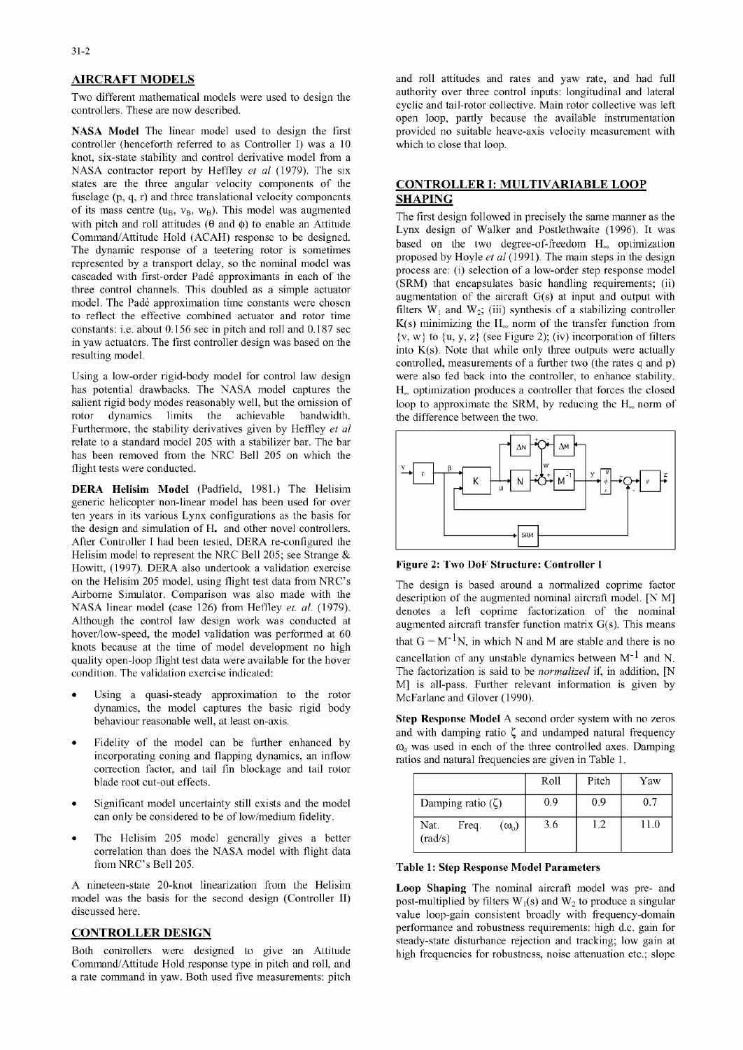## AIRCRAFT MODELS

Two different mathematical models were used to design the controllers. These are now described.

**NASA Model** The linear model used to design the first controller (henceforth referred to as Controller I) was a 10 knot, six-state stability and control derivative model from a NASA contractor report by Heffley *et al* (1979). The six states are the three angular velocity components of the fuselage (p, q, r) and three translational velocity components of its mass centre ($u_B$, $v_B$, $w_B$). This model was augmented with pitch and roll attitudes ($\theta$ and $\phi$) to enable an Attitude Command/Attitude Hold (ACAH) response to be designed. The dynamic response of a teetering rotor is sometimes represented by a transport delay, so the nominal model was cascaded with first-order Padé approximants in each of the three control channels. This doubled as a simple actuator model. The Padé approximation time constants were chosen to reflect the effective combined actuator and rotor time constants: i.e. about 0.156 sec in pitch and roll and 0.187 sec in yaw actuators. The first controller design was based on the resulting model.

Using a low-order rigid-body model for control law design has potential drawbacks. The NASA model captures the salient rigid body modes reasonably well, but the omission of rotor dynamics limits the achievable bandwidth. Furthermore, the stability derivatives given by Heffley *et al* relate to a standard model 205 with a stabilizer bar. The bar has been removed from the NRC Bell 205 on which the flight tests were conducted.

**DERA Helisim Model** (Padfield, 1981.) The Helisim generic helicopter non-linear model has been used for over ten years in its various Lynx configurations as the basis for the design and simulation of H$_\infty$ and other novel controllers. After Controller I had been tested, DERA re-configured the Helisim model to represent the NRC Bell 205; see Strange & Howitt, (1997). DERA also undertook a validation exercise on the Helisim 205 model, using flight test data from NRC's Airborne Simulator. Comparison was also made with the NASA linear model (case 126) from Heffley *et. al.* (1979). Although the control law design work was conducted at hover/low-speed, the model validation was performed at 60 knots because at the time of model development no high quality open-loop flight test data were available for the hover condition. The validation exercise indicated:

- Using a quasi-steady approximation to the rotor dynamics, the model captures the basic rigid body behaviour reasonable well, at least on-axis.
- Fidelity of the model can be further enhanced by incorporating coning and flapping dynamics, an inflow correction factor, and tail fin blockage and tail rotor blade root cut-out effects.
- Significant model uncertainty still exists and the model can only be considered to be of low/medium fidelity.
- The Helisim 205 model generally gives a better correlation than does the NASA model with flight data from NRC's Bell 205.

A nineteen-state 20-knot linearization from the Helisim model was the basis for the second design (Controller II) discussed here.

## CONTROLLER DESIGN

Both controllers were designed to give an Attitude Command/Attitude Hold response type in pitch and roll, and a rate command in yaw. Both used five measurements: pitch and roll attitudes and rates and yaw rate, and had full authority over three control inputs: longitudinal and lateral cyclic and tail-rotor collective. Main rotor collective was left open loop, partly because the available instrumentation provided no suitable heave-axis velocity measurement with which to close that loop.

## CONTROLLER I: MULTIVARIABLE LOOP SHAPING

The first design followed in precisely the same manner as the Lynx design of Walker and Postlethwaite (1996). It was based on the two degree-of-freedom H$_\infty$ optimization proposed by Hoyle *et al* (1991). The main steps in the design process are: (i) selection of a low-order step response model (SRM) that encapsulates basic handling requirements; (ii) augmentation of the aircraft G(s) at input and output with filters $W_1$ and $W_2$; (iii) synthesis of a stabilizing controller K(s) minimizing the H$_\infty$ norm of the transfer function from {v, w} to {u, y, z} (see Figure 2); (iv) incorporation of filters into K(s). Note that while only three outputs were actually controlled, measurements of a further two (the rates q and p) were also fed back into the controller, to enhance stability. H$_\infty$ optimization produces a controller that forces the closed loop to approximate the SRM, by reducing the H$_\infty$ norm of the difference between the two.

**Figure 2: Two DoF Structure: Controller I**

The design is based around a normalized coprime factor description of the augmented nominal aircraft model. [N M] denotes a left coprime factorization of the nominal augmented aircraft transfer function matrix G(s). This means that $G = M^{-1}N$, in which N and M are stable and there is no cancellation of any unstable dynamics between $M^{-1}$ and N. The factorization is said to be *normalized* if, in addition, [N M] is all-pass. Further relevant information is given by McFarlane and Glover (1990).

**Step Response Model** A second order system with no zeros and with damping ratio $\zeta$ and undamped natural frequency $\omega_o$ was used in each of the three controlled axes. Damping ratios and natural frequencies are given in Table 1.

| | Roll | Pitch | Yaw |
|---|---|---|---|
| Damping ratio ($\zeta$) | 0.9 | 0.9 | 0.7 |
| Nat. Freq. ($\omega_o$) (rad/s) | 3.6 | 1.2 | 11.0 |

**Table 1: Step Response Model Parameters**

**Loop Shaping** The nominal aircraft model was pre- and post-multiplied by filters $W_1(s)$ and $W_2$ to produce a singular value loop-gain consistent broadly with frequency-domain performance and robustness requirements: high d.c. gain for steady-state disturbance rejection and tracking; low gain at high frequencies for robustness, noise attenuation etc.; slope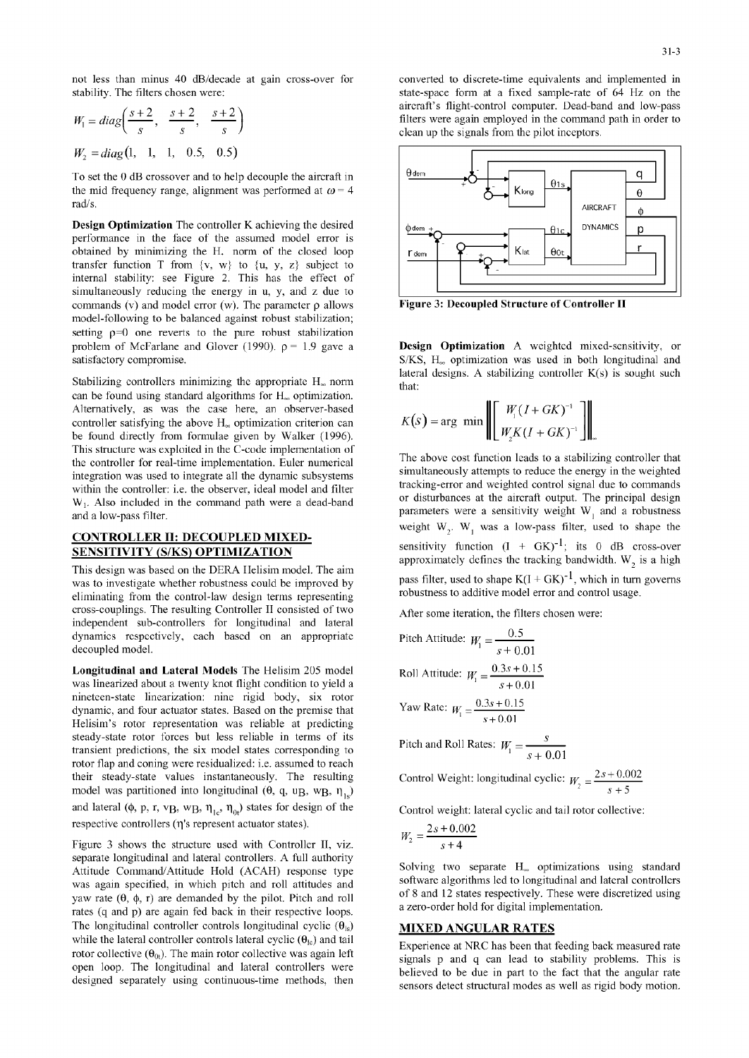not less than minus 40 dB/decade at gain cross-over for stability. The filters chosen were:

$$W_1 = diag\left(\frac{s+2}{s},\ \frac{s+2}{s},\ \frac{s+2}{s}\right)$$

$$W_2 = diag(1,\ 1,\ 1,\ 0.5,\ 0.5)$$

To set the 0 dB crossover and to help decouple the aircraft in the mid frequency range, alignment was performed at $\omega = 4$ rad/s.

**Design Optimization** The controller K achieving the desired performance in the face of the assumed model error is obtained by minimizing the $H_\infty$ norm of the closed loop transfer function T from {v, w} to {u, y, z} subject to internal stability: see Figure 2. This has the effect of simultaneously reducing the energy in u, y, and z due to commands (v) and model error (w). The parameter ρ allows model-following to be balanced against robust stabilization; setting ρ=0 one reverts to the pure robust stabilization problem of McFarlane and Glover (1990). ρ = 1.9 gave a satisfactory compromise.

Stabilizing controllers minimizing the appropriate $H_\infty$ norm can be found using standard algorithms for $H_\infty$ optimization. Alternatively, as was the case here, an observer-based controller satisfying the above $H_\infty$ optimization criterion can be found directly from formulae given by Walker (1996). This structure was exploited in the C-code implementation of the controller for real-time implementation. Euler numerical integration was used to integrate all the dynamic subsystems within the controller: i.e. the observer, ideal model and filter $W_1$. Also included in the command path were a dead-band and a low-pass filter.

## CONTROLLER II: DECOUPLED MIXED-SENSITIVITY (S/KS) OPTIMIZATION

This design was based on the DERA Helisim model. The aim was to investigate whether robustness could be improved by eliminating from the control-law design terms representing cross-couplings. The resulting Controller II consisted of two independent sub-controllers for longitudinal and lateral dynamics respectively, each based on an appropriate decoupled model.

**Longitudinal and Lateral Models** The Helisim 205 model was linearized about a twenty knot flight condition to yield a nineteen-state linearization: nine rigid body, six rotor dynamic, and four actuator states. Based on the premise that Helisim's rotor representation was reliable at predicting steady-state rotor forces but less reliable in terms of its transient predictions, the six model states corresponding to rotor flap and coning were residualized: i.e. assumed to reach their steady-state values instantaneously. The resulting model was partitioned into longitudinal ($\theta$, q, $u_B$, $w_B$, $\eta_{1s}$) and lateral ($\phi$, p, r, $v_B$, $w_B$, $\eta_{1c}$, $\eta_{0t}$) states for design of the respective controllers (η's represent actuator states).

Figure 3 shows the structure used with Controller II, viz. separate longitudinal and lateral controllers. A full authority Attitude Command/Attitude Hold (ACAH) response type was again specified, in which pitch and roll attitudes and yaw rate ($\theta$, $\phi$, r) are demanded by the pilot. Pitch and roll rates (q and p) are again fed back in their respective loops. The longitudinal controller controls longitudinal cyclic ($\theta_{1s}$) while the lateral controller controls lateral cyclic ($\theta_{1c}$) and tail rotor collective ($\theta_{0t}$). The main rotor collective was again left open loop. The longitudinal and lateral controllers were designed separately using continuous-time methods, then converted to discrete-time equivalents and implemented in state-space form at a fixed sample-rate of 64 Hz on the aircraft's flight-control computer. Dead-band and low-pass filters were again employed in the command path in order to clean up the signals from the pilot inceptors.

**Figure 3: Decoupled Structure of Controller II**

**Design Optimization** A weighted mixed-sensitivity, or S/KS, $H_\infty$ optimization was used in both longitudinal and lateral designs. A stabilizing controller K(s) is sought such that:

$$K(s) = \arg\min \left\| \begin{bmatrix} W_1(I+GK)^{-1} \\ W_2K(I+GK)^{-1} \end{bmatrix} \right\|_\infty$$

The above cost function leads to a stabilizing controller that simultaneously attempts to reduce the energy in the weighted tracking-error and weighted control signal due to commands or disturbances at the aircraft output. The principal design parameters were a sensitivity weight $W_1$ and a robustness weight $W_2$. $W_1$ was a low-pass filter, used to shape the sensitivity function $(I + GK)^{-1}$; its 0 dB cross-over approximately defines the tracking bandwidth. $W_2$ is a high pass filter, used to shape $K(I + GK)^{-1}$, which in turn governs robustness to additive model error and control usage.

After some iteration, the filters chosen were:

Pitch Attitude: $W_1 = \dfrac{0.5}{s+0.01}$

Roll Attitude: $W_1 = \dfrac{0.3s+0.15}{s+0.01}$

Yaw Rate: $W_1 = \dfrac{0.3s+0.15}{s+0.01}$

Pitch and Roll Rates: $W_1 = \dfrac{s}{s+0.01}$

Control Weight: longitudinal cyclic: $W_2 = \dfrac{2s+0.002}{s+5}$

Control weight: lateral cyclic and tail rotor collective:

$$W_2 = \frac{2s+0.002}{s+4}$$

Solving two separate $H_\infty$ optimizations using standard software algorithms led to longitudinal and lateral controllers of 8 and 12 states respectively. These were discretized using a zero-order hold for digital implementation.

## MIXED ANGULAR RATES

Experience at NRC has been that feeding back measured rate signals p and q can lead to stability problems. This is believed to be due in part to the fact that the angular rate sensors detect structural modes as well as rigid body motion.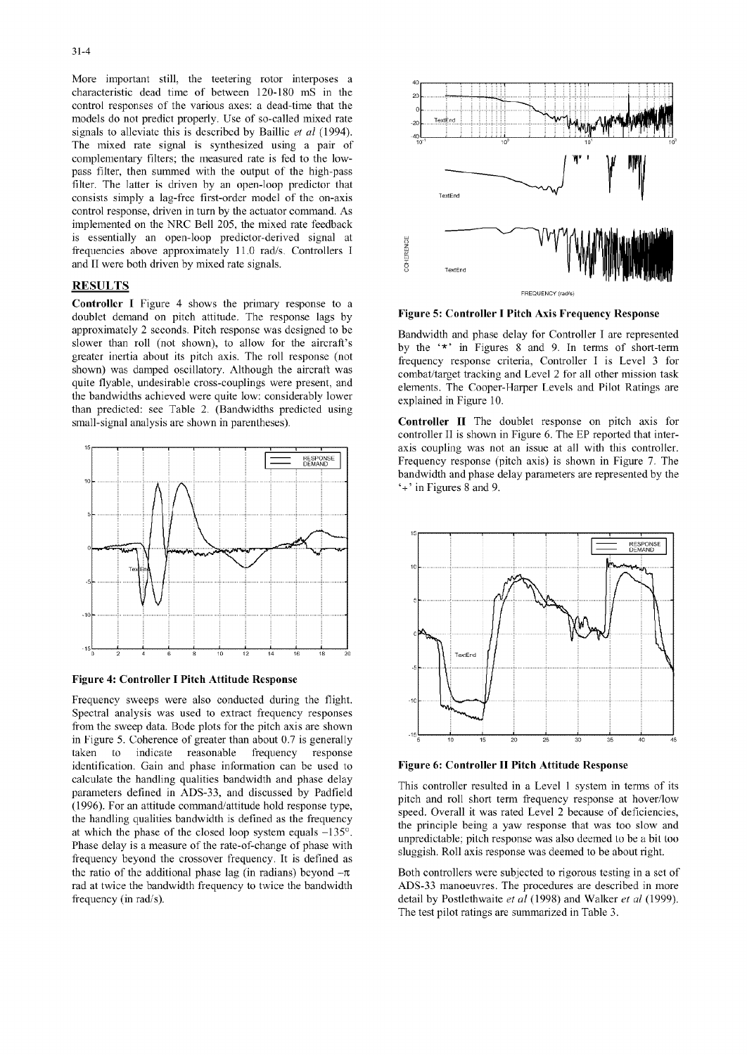More important still, the teetering rotor interposes a characteristic dead time of between 120-180 mS in the control responses of the various axes: a dead-time that the models do not predict properly. Use of so-called mixed rate signals to alleviate this is described by Baillie *et al* (1994). The mixed rate signal is synthesized using a pair of complementary filters; the measured rate is fed to the low-pass filter, then summed with the output of the high-pass filter. The latter is driven by an open-loop predictor that consists simply a lag-free first-order model of the on-axis control response, driven in turn by the actuator command. As implemented on the NRC Bell 205, the mixed rate feedback is essentially an open-loop predictor-derived signal at frequencies above approximately 11.0 rad/s. Controllers I and II were both driven by mixed rate signals.

## RESULTS

**Controller I** Figure 4 shows the primary response to a doublet demand on pitch attitude. The response lags by approximately 2 seconds. Pitch response was designed to be slower than roll (not shown), to allow for the aircraft's greater inertia about its pitch axis. The roll response (not shown) was damped oscillatory. Although the aircraft was quite flyable, undesirable cross-couplings were present, and the bandwidths achieved were quite low: considerably lower than predicted: see Table 2. (Bandwidths predicted using small-signal analysis are shown in parentheses).

**Figure 4: Controller I Pitch Attitude Response**

Frequency sweeps were also conducted during the flight. Spectral analysis was used to extract frequency responses from the sweep data. Bode plots for the pitch axis are shown in Figure 5. Coherence of greater than about 0.7 is generally taken to indicate reasonable frequency response identification. Gain and phase information can be used to calculate the handling qualities bandwidth and phase delay parameters defined in ADS-33, and discussed by Padfield (1996). For an attitude command/attitude hold response type, the handling qualities bandwidth is defined as the frequency at which the phase of the closed loop system equals $-135°$. Phase delay is a measure of the rate-of-change of phase with frequency beyond the crossover frequency. It is defined as the ratio of the additional phase lag (in radians) beyond $-\pi$ rad at twice the bandwidth frequency to twice the bandwidth frequency (in rad/s).

**Figure 5: Controller I Pitch Axis Frequency Response**

Bandwidth and phase delay for Controller I are represented by the '*' in Figures 8 and 9. In terms of short-term frequency response criteria, Controller I is Level 3 for combat/target tracking and Level 2 for all other mission task elements. The Cooper-Harper Levels and Pilot Ratings are explained in Figure 10.

**Controller II** The doublet response on pitch axis for controller II is shown in Figure 6. The EP reported that inter-axis coupling was not an issue at all with this controller. Frequency response (pitch axis) is shown in Figure 7. The bandwidth and phase delay parameters are represented by the '+' in Figures 8 and 9.

**Figure 6: Controller II Pitch Attitude Response**

This controller resulted in a Level 1 system in terms of its pitch and roll short term frequency response at hover/low speed. Overall it was rated Level 2 because of deficiencies, the principle being a yaw response that was too slow and unpredictable; pitch response was also deemed to be a bit too sluggish. Roll axis response was deemed to be about right.

Both controllers were subjected to rigorous testing in a set of ADS-33 manoeuvres. The procedures are described in more detail by Postlethwaite *et al* (1998) and Walker *et al* (1999). The test pilot ratings are summarized in Table 3.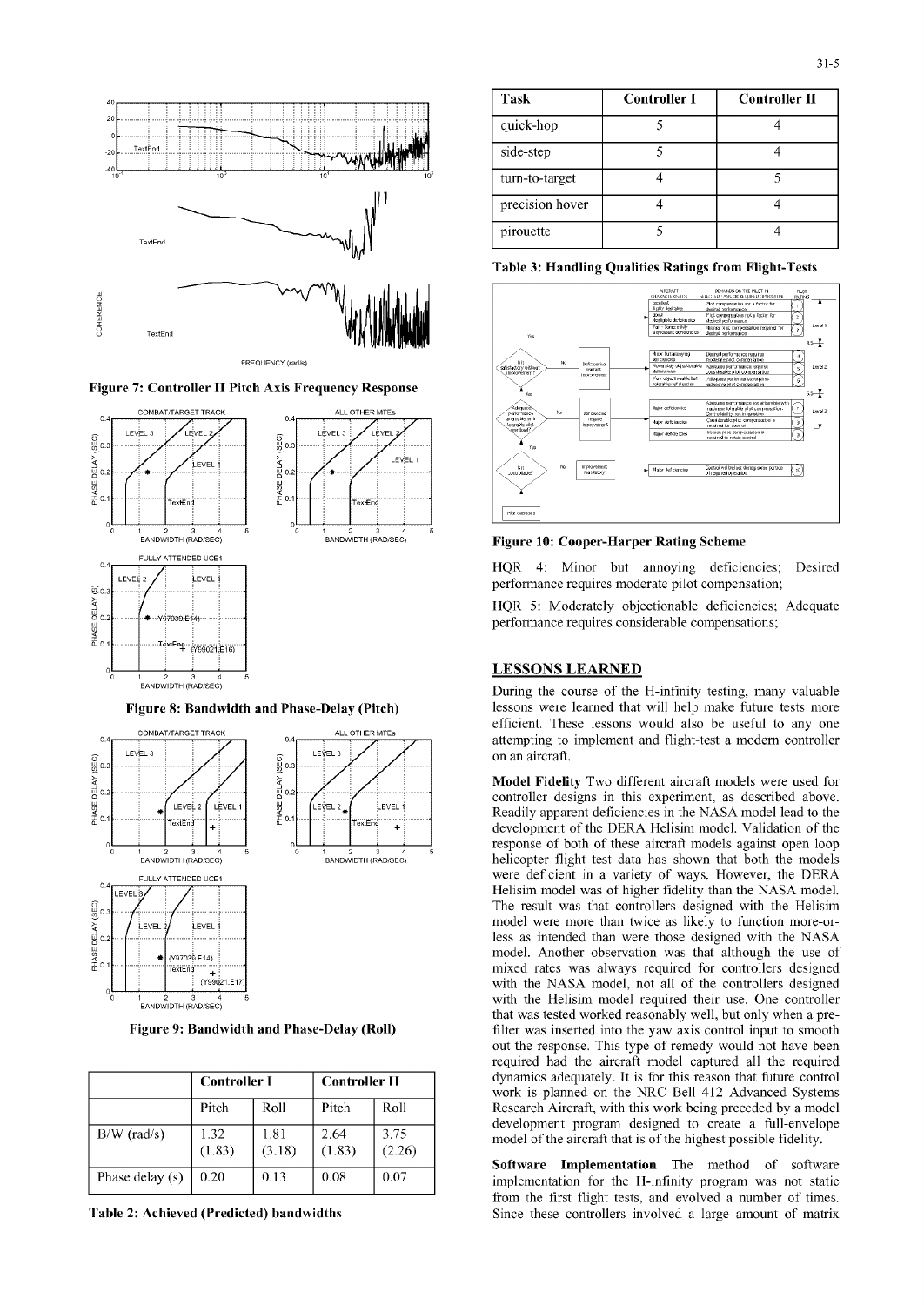Figure 7: Controller II Pitch Axis Frequency Response

Figure 8: Bandwidth and Phase-Delay (Pitch)

Figure 9: Bandwidth and Phase-Delay (Roll)

| | Controller I | | Controller II | |
|---|---|---|---|---|
| | Pitch | Roll | Pitch | Roll |
| B/W (rad/s) | 1.32 (1.83) | 1.81 (3.18) | 2.64 (1.83) | 3.75 (2.26) |
| Phase delay (s) | 0.20 | 0.13 | 0.08 | 0.07 |

Table 2: Achieved (Predicted) bandwidths

| Task | Controller I | Controller II |
|---|---|---|
| quick-hop | 5 | 4 |
| side-step | 5 | 4 |
| turn-to-target | 4 | 5 |
| precision hover | 4 | 4 |
| pirouette | 5 | 4 |

Table 3: Handling Qualities Ratings from Flight-Tests

Figure 10: Cooper-Harper Rating Scheme

HQR 4: Minor but annoying deficiencies; Desired performance requires moderate pilot compensation;

HQR 5: Moderately objectionable deficiencies; Adequate performance requires considerable compensations;

## LESSONS LEARNED

During the course of the H-infinity testing, many valuable lessons were learned that will help make future tests more efficient. These lessons would also be useful to any one attempting to implement and flight-test a modern controller on an aircraft.

**Model Fidelity** Two different aircraft models were used for controller designs in this experiment, as described above. Readily apparent deficiencies in the NASA model lead to the development of the DERA Helisim model. Validation of the response of both of these aircraft models against open loop helicopter flight test data has shown that both the models were deficient in a variety of ways. However, the DERA Helisim model was of higher fidelity than the NASA model. The result was that controllers designed with the Helisim model were more than twice as likely to function more-or-less as intended than were those designed with the NASA model. Another observation was that although the use of mixed rates was always required for controllers designed with the NASA model, not all of the controllers designed with the Helisim model required their use. One controller that was tested worked reasonably well, but only when a pre-filter was inserted into the yaw axis control input to smooth out the response. This type of remedy would not have been required had the aircraft model captured all the required dynamics adequately. It is for this reason that future control work is planned on the NRC Bell 412 Advanced Systems Research Aircraft, with this work being preceded by a model development program designed to create a full-envelope model of the aircraft that is of the highest possible fidelity.

**Software Implementation** The method of software implementation for the H-infinity program was not static from the first flight tests, and evolved a number of times. Since these controllers involved a large amount of matrix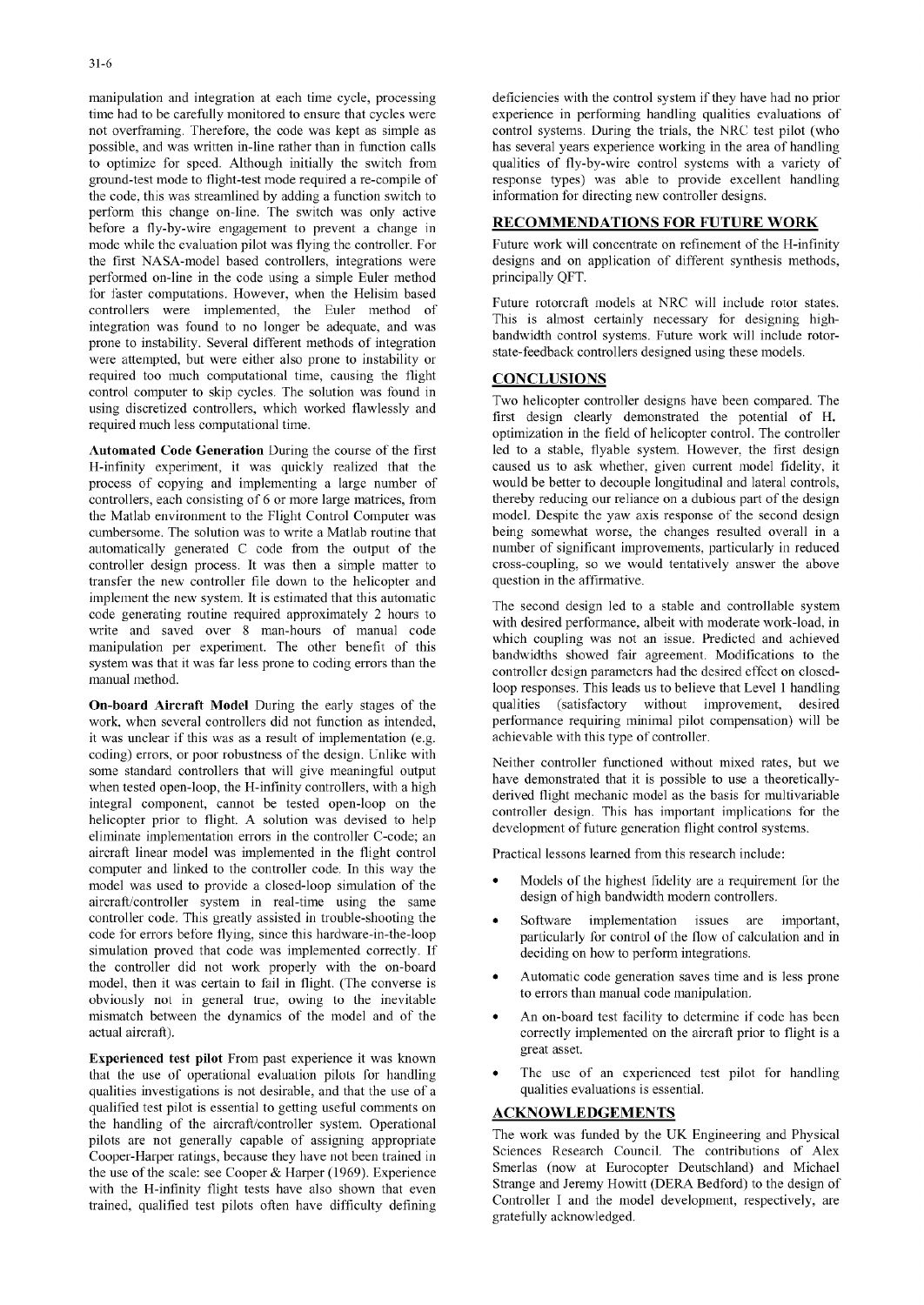manipulation and integration at each time cycle, processing time had to be carefully monitored to ensure that cycles were not overframing. Therefore, the code was kept as simple as possible, and was written in-line rather than in function calls to optimize for speed. Although initially the switch from ground-test mode to flight-test mode required a re-compile of the code, this was streamlined by adding a function switch to perform this change on-line. The switch was only active before a fly-by-wire engagement to prevent a change in mode while the evaluation pilot was flying the controller. For the first NASA-model based controllers, integrations were performed on-line in the code using a simple Euler method for faster computations. However, when the Helisim based controllers were implemented, the Euler method of integration was found to no longer be adequate, and was prone to instability. Several different methods of integration were attempted, but were either also prone to instability or required too much computational time, causing the flight control computer to skip cycles. The solution was found in using discretized controllers, which worked flawlessly and required much less computational time.

**Automated Code Generation** During the course of the first H-infinity experiment, it was quickly realized that the process of copying and implementing a large number of controllers, each consisting of 6 or more large matrices, from the Matlab environment to the Flight Control Computer was cumbersome. The solution was to write a Matlab routine that automatically generated C code from the output of the controller design process. It was then a simple matter to transfer the new controller file down to the helicopter and implement the new system. It is estimated that this automatic code generating routine required approximately 2 hours to write and saved over 8 man-hours of manual code manipulation per experiment. The other benefit of this system was that it was far less prone to coding errors than the manual method.

**On-board Aircraft Model** During the early stages of the work, when several controllers did not function as intended, it was unclear if this was as a result of implementation (e.g. coding) errors, or poor robustness of the design. Unlike with some standard controllers that will give meaningful output when tested open-loop, the H-infinity controllers, with a high integral component, cannot be tested open-loop on the helicopter prior to flight. A solution was devised to help eliminate implementation errors in the controller C-code; an aircraft linear model was implemented in the flight control computer and linked to the controller code. In this way the model was used to provide a closed-loop simulation of the aircraft/controller system in real-time using the same controller code. This greatly assisted in trouble-shooting the code for errors before flying, since this hardware-in-the-loop simulation proved that code was implemented correctly. If the controller did not work properly with the on-board model, then it was certain to fail in flight. (The converse is obviously not in general true, owing to the inevitable mismatch between the dynamics of the model and of the actual aircraft).

**Experienced test pilot** From past experience it was known that the use of operational evaluation pilots for handling qualities investigations is not desirable, and that the use of a qualified test pilot is essential to getting useful comments on the handling of the aircraft/controller system. Operational pilots are not generally capable of assigning appropriate Cooper-Harper ratings, because they have not been trained in the use of the scale: see Cooper & Harper (1969). Experience with the H-infinity flight tests have also shown that even trained, qualified test pilots often have difficulty defining deficiencies with the control system if they have had no prior experience in performing handling qualities evaluations of control systems. During the trials, the NRC test pilot (who has several years experience working in the area of handling qualities of fly-by-wire control systems with a variety of response types) was able to provide excellent handling information for directing new controller designs.

## RECOMMENDATIONS FOR FUTURE WORK

Future work will concentrate on refinement of the H-infinity designs and on application of different synthesis methods, principally QFT.

Future rotorcraft models at NRC will include rotor states. This is almost certainly necessary for designing high-bandwidth control systems. Future work will include rotor-state-feedback controllers designed using these models.

## CONCLUSIONS

Two helicopter controller designs have been compared. The first design clearly demonstrated the potential of $H_\infty$ optimization in the field of helicopter control. The controller led to a stable, flyable system. However, the first design caused us to ask whether, given current model fidelity, it would be better to decouple longitudinal and lateral controls, thereby reducing our reliance on a dubious part of the design model. Despite the yaw axis response of the second design being somewhat worse, the changes resulted overall in a number of significant improvements, particularly in reduced cross-coupling, so we would tentatively answer the above question in the affirmative.

The second design led to a stable and controllable system with desired performance, albeit with moderate work-load, in which coupling was not an issue. Predicted and achieved bandwidths showed fair agreement. Modifications to the controller design parameters had the desired effect on closed-loop responses. This leads us to believe that Level 1 handling qualities (satisfactory without improvement, desired performance requiring minimal pilot compensation) will be achievable with this type of controller.

Neither controller functioned without mixed rates, but we have demonstrated that it is possible to use a theoretically-derived flight mechanic model as the basis for multivariable controller design. This has important implications for the development of future generation flight control systems.

Practical lessons learned from this research include:

- Models of the highest fidelity are a requirement for the design of high bandwidth modern controllers.
- Software implementation issues are important, particularly for control of the flow of calculation and in deciding on how to perform integrations.
- Automatic code generation saves time and is less prone to errors than manual code manipulation.
- An on-board test facility to determine if code has been correctly implemented on the aircraft prior to flight is a great asset.
- The use of an experienced test pilot for handling qualities evaluations is essential.

## ACKNOWLEDGEMENTS

The work was funded by the UK Engineering and Physical Sciences Research Council. The contributions of Alex Smerlas (now at Eurocopter Deutschland) and Michael Strange and Jeremy Howitt (DERA Bedford) to the design of Controller I and the model development, respectively, are gratefully acknowledged.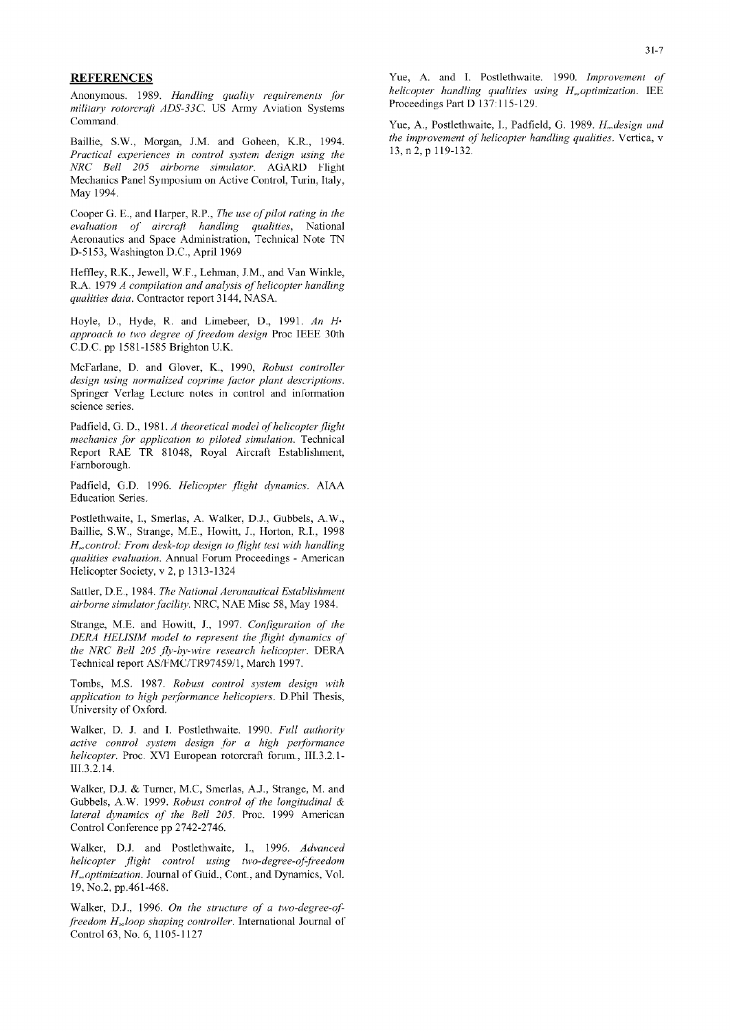## REFERENCES

Anonymous. 1989. *Handling quality requirements for military rotorcraft ADS-33C*. US Army Aviation Systems Command.

Baillie, S.W., Morgan, J.M. and Goheen, K.R., 1994. *Practical experiences in control system design using the NRC Bell 205 airborne simulator*. AGARD Flight Mechanics Panel Symposium on Active Control, Turin, Italy, May 1994.

Cooper G. E., and Harper, R.P., *The use of pilot rating in the evaluation of aircraft handling qualities*, National Aeronautics and Space Administration, Technical Note TN D-5153, Washington D.C., April 1969

Heffley, R.K., Jewell, W.F., Lehman, J.M., and Van Winkle, R.A. 1979 *A compilation and analysis of helicopter handling qualities data*. Contractor report 3144, NASA.

Hoyle, D., Hyde, R. and Limebeer, D., 1991. *An H· approach to two degree of freedom design* Proc IEEE 30th C.D.C. pp 1581-1585 Brighton U.K.

McFarlane, D. and Glover, K., 1990, *Robust controller design using normalized coprime factor plant descriptions*. Springer Verlag Lecture notes in control and information science series.

Padfield, G. D., 1981. *A theoretical model of helicopter flight mechanics for application to piloted simulation*. Technical Report RAE TR 81048, Royal Aircraft Establishment, Farnborough.

Padfield, G.D. 1996. *Helicopter flight dynamics*. AIAA Education Series.

Postlethwaite, I., Smerlas, A. Walker, D.J., Gubbels, A.W., Baillie, S.W., Strange, M.E., Howitt, J., Horton, R.I., 1998 *$H_\infty$ control: From desk-top design to flight test with handling qualities evaluation*. Annual Forum Proceedings - American Helicopter Society, v 2, p 1313-1324

Sattler, D.E., 1984. *The National Aeronautical Establishment airborne simulator facility*. NRC, NAE Misc 58, May 1984.

Strange, M.E. and Howitt, J., 1997. *Configuration of the DERA HELISIM model to represent the flight dynamics of the NRC Bell 205 fly-by-wire research helicopter*. DERA Technical report AS/FMC/TR97459/1, March 1997.

Tombs, M.S. 1987. *Robust control system design with application to high performance helicopters*. D.Phil Thesis, University of Oxford.

Walker, D. J. and I. Postlethwaite. 1990. *Full authority active control system design for a high performance helicopter*. Proc. XVI European rotorcraft forum., III.3.2.1-III.3.2.14.

Walker, D.J. & Turner, M.C, Smerlas, A.J., Strange, M. and Gubbels, A.W. 1999. *Robust control of the longitudinal & lateral dynamics of the Bell 205*. Proc. 1999 American Control Conference pp 2742-2746.

Walker, D.J. and Postlethwaite, I., 1996. *Advanced helicopter flight control using two-degree-of-freedom $H_\infty$ optimization*. Journal of Guid., Cont., and Dynamics, Vol. 19, No.2, pp.461-468.

Walker, D.J., 1996. *On the structure of a two-degree-of-freedom $H_\infty$ loop shaping controller*. International Journal of Control 63, No. 6, 1105-1127

Yue, A. and I. Postlethwaite. 1990. *Improvement of helicopter handling qualities using $H_\infty$ optimization*. IEE Proceedings Part D 137:115-129.

Yue, A., Postlethwaite, I., Padfield, G. 1989. *$H_\infty$ design and the improvement of helicopter handling qualities*. Vertica, v 13, n 2, p 119-132.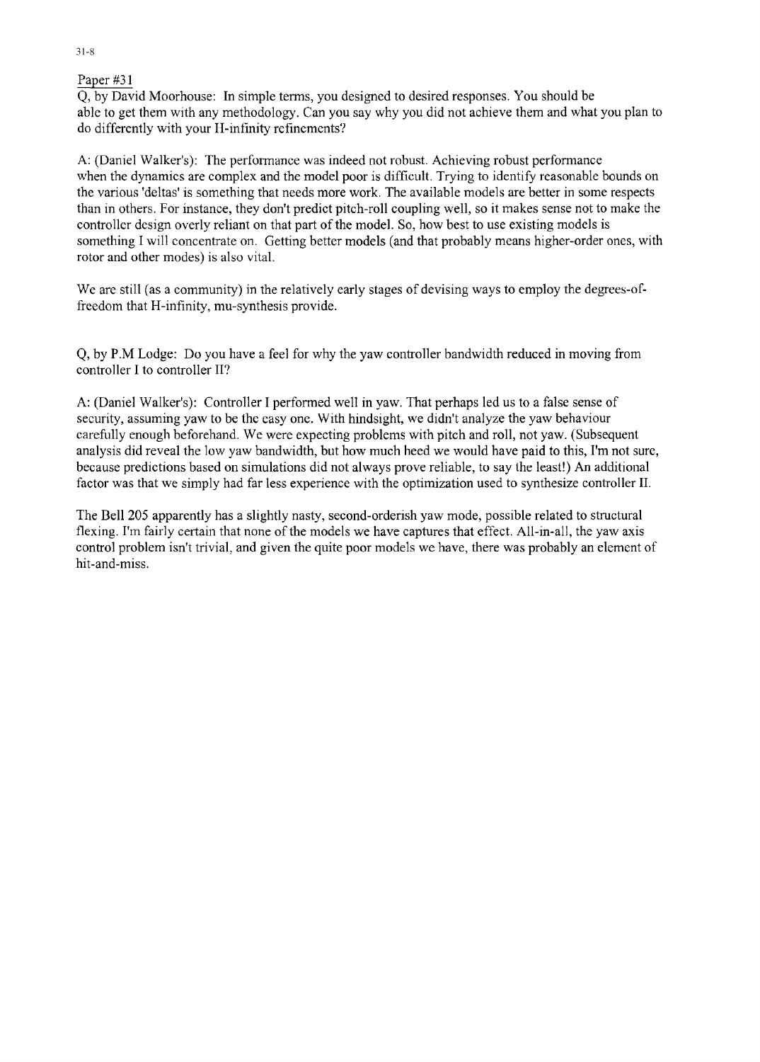Paper #31

Q, by David Moorhouse: In simple terms, you designed to desired responses. You should be able to get them with any methodology. Can you say why you did not achieve them and what you plan to do differently with your H-infinity refinements?

A: (Daniel Walker's): The performance was indeed not robust. Achieving robust performance when the dynamics are complex and the model poor is difficult. Trying to identify reasonable bounds on the various 'deltas' is something that needs more work. The available models are better in some respects than in others. For instance, they don't predict pitch-roll coupling well, so it makes sense not to make the controller design overly reliant on that part of the model. So, how best to use existing models is something I will concentrate on. Getting better models (and that probably means higher-order ones, with rotor and other modes) is also vital.

We are still (as a community) in the relatively early stages of devising ways to employ the degrees-of-freedom that H-infinity, mu-synthesis provide.

Q, by P.M Lodge: Do you have a feel for why the yaw controller bandwidth reduced in moving from controller I to controller II?

A: (Daniel Walker's): Controller I performed well in yaw. That perhaps led us to a false sense of security, assuming yaw to be the easy one. With hindsight, we didn't analyze the yaw behaviour carefully enough beforehand. We were expecting problems with pitch and roll, not yaw. (Subsequent analysis did reveal the low yaw bandwidth, but how much heed we would have paid to this, I'm not sure, because predictions based on simulations did not always prove reliable, to say the least!) An additional factor was that we simply had far less experience with the optimization used to synthesize controller II.

The Bell 205 apparently has a slightly nasty, second-orderish yaw mode, possible related to structural flexing. I'm fairly certain that none of the models we have captures that effect. All-in-all, the yaw axis control problem isn't trivial, and given the quite poor models we have, there was probably an element of hit-and-miss.